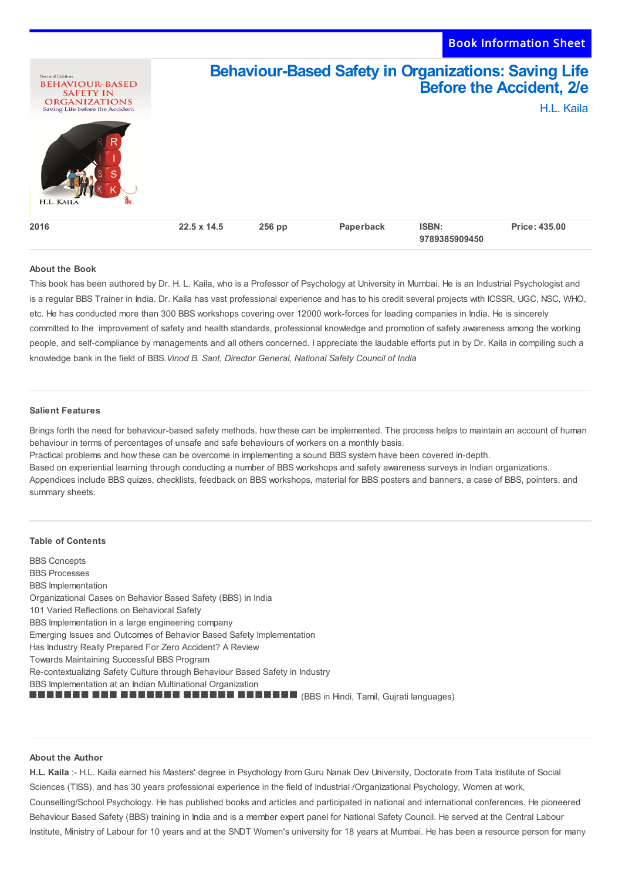Book Information Sheet

# Behaviour-Based Safety in Organizations: Saving Life Before the Accident, 2/e

H.L. Kaila

| 2016 | 22.5 x 14.5 | 256 pp | Paperback | ISBN: 9789385909450 | Price: 435.00 |
|---|---|---|---|---|---|

### About the Book

This book has been authored by Dr. H. L. Kaila, who is a Professor of Psychology at University in Mumbai. He is an Industrial Psychologist and is a regular BBS Trainer in India. Dr. Kaila has vast professional experience and has to his credit several projects with ICSSR, UGC, NSC, WHO, etc. He has conducted more than 300 BBS workshops covering over 12000 work-forces for leading companies in India. He is sincerely committed to the improvement of safety and health standards, professional knowledge and promotion of safety awareness among the working people, and self-compliance by managements and all others concerned. I appreciate the laudable efforts put in by Dr. Kaila in compiling such a knowledge bank in the field of BBS.*Vinod B. Sant, Director General, National Safety Council of India*

### Salient Features

Brings forth the need for behaviour-based safety methods, how these can be implemented. The process helps to maintain an account of human behaviour in terms of percentages of unsafe and safe behaviours of workers on a monthly basis.
Practical problems and how these can be overcome in implementing a sound BBS system have been covered in-depth.
Based on experiential learning through conducting a number of BBS workshops and safety awareness surveys in Indian organizations.
Appendices include BBS quizes, checklists, feedback on BBS workshops, material for BBS posters and banners, a case of BBS, pointers, and summary sheets.

### Table of Contents

BBS Concepts
BBS Processes
BBS Implementation
Organizational Cases on Behavior Based Safety (BBS) in India
101 Varied Reflections on Behavioral Safety
BBS Implementation in a large engineering company
Emerging Issues and Outcomes of Behavior Based Safety Implementation
Has Industry Really Prepared For Zero Accident? A Review
Towards Maintaining Successful BBS Program
Re-contextualizing Safety Culture through Behaviour Based Safety in Industry
BBS Implementation at an Indian Multinational Organization
■■■■■■■ ■■■ ■■■■■■■■ ■■■■■■ ■■■■■■■■ (BBS in Hindi, Tamil, Gujrati languages)

### About the Author

**H.L. Kaila** :- H.L. Kaila earned his Masters' degree in Psychology from Guru Nanak Dev University, Doctorate from Tata Institute of Social Sciences (TISS), and has 30 years professional experience in the field of Industrial /Organizational Psychology, Women at work, Counselling/School Psychology. He has published books and articles and participated in national and international conferences. He pioneered Behaviour Based Safety (BBS) training in India and is a member expert panel for National Safety Council. He served at the Central Labour Institute, Ministry of Labour for 10 years and at the SNDT Women's university for 18 years at Mumbai. He has been a resource person for many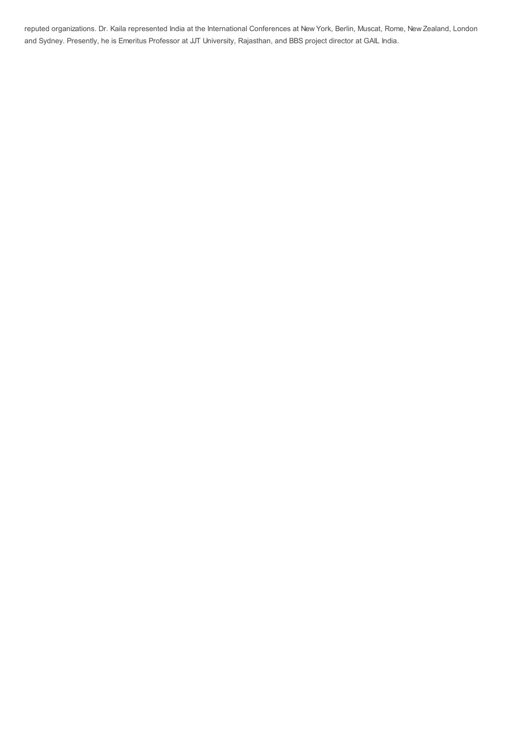reputed organizations. Dr. Kaila represented India at the International Conferences at New York, Berlin, Muscat, Rome, New Zealand, London and Sydney. Presently, he is Emeritus Professor at JJT University, Rajasthan, and BBS project director at GAIL India.